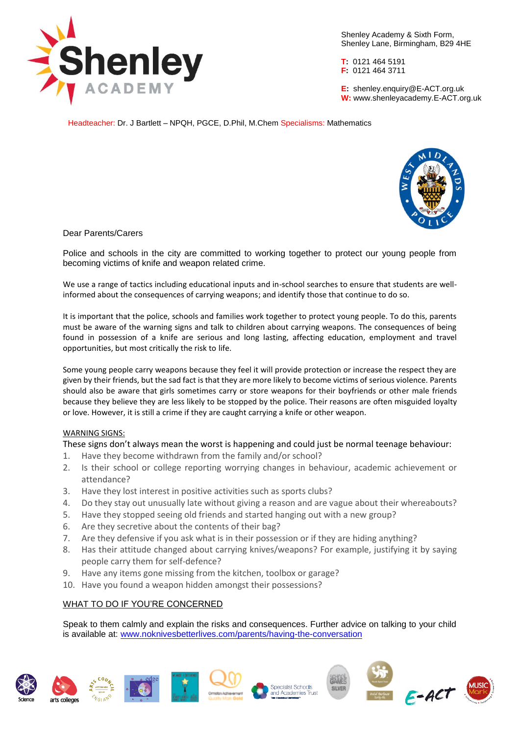Shenley Academy & Sixth Form,
Shenley Lane, Birmingham, B29 4HE

**T:** 0121 464 5191
**F:** 0121 464 3711

**E:** shenley.enquiry@E-ACT.org.uk
**W:** www.shenleyacademy.E-ACT.org.uk

Headteacher: Dr. J Bartlett – NPQH, PGCE, D.Phil, M.Chem Specialisms: Mathematics

Dear Parents/Carers

Police and schools in the city are committed to working together to protect our young people from becoming victims of knife and weapon related crime.

We use a range of tactics including educational inputs and in-school searches to ensure that students are well-informed about the consequences of carrying weapons; and identify those that continue to do so.

It is important that the police, schools and families work together to protect young people. To do this, parents must be aware of the warning signs and talk to children about carrying weapons. The consequences of being found in possession of a knife are serious and long lasting, affecting education, employment and travel opportunities, but most critically the risk to life.

Some young people carry weapons because they feel it will provide protection or increase the respect they are given by their friends, but the sad fact is that they are more likely to become victims of serious violence. Parents should also be aware that girls sometimes carry or store weapons for their boyfriends or other male friends because they believe they are less likely to be stopped by the police. Their reasons are often misguided loyalty or love. However, it is still a crime if they are caught carrying a knife or other weapon.

## WARNING SIGNS:

These signs don't always mean the worst is happening and could just be normal teenage behaviour:

1. Have they become withdrawn from the family and/or school?
2. Is their school or college reporting worrying changes in behaviour, academic achievement or attendance?
3. Have they lost interest in positive activities such as sports clubs?
4. Do they stay out unusually late without giving a reason and are vague about their whereabouts?
5. Have they stopped seeing old friends and started hanging out with a new group?
6. Are they secretive about the contents of their bag?
7. Are they defensive if you ask what is in their possession or if they are hiding anything?
8. Has their attitude changed about carrying knives/weapons? For example, justifying it by saying people carry them for self-defence?
9. Have any items gone missing from the kitchen, toolbox or garage?
10. Have you found a weapon hidden amongst their possessions?

## WHAT TO DO IF YOU'RE CONCERNED

Speak to them calmly and explain the risks and consequences. Further advice on talking to your child is available at: www.noknivesbetterlives.com/parents/having-the-conversation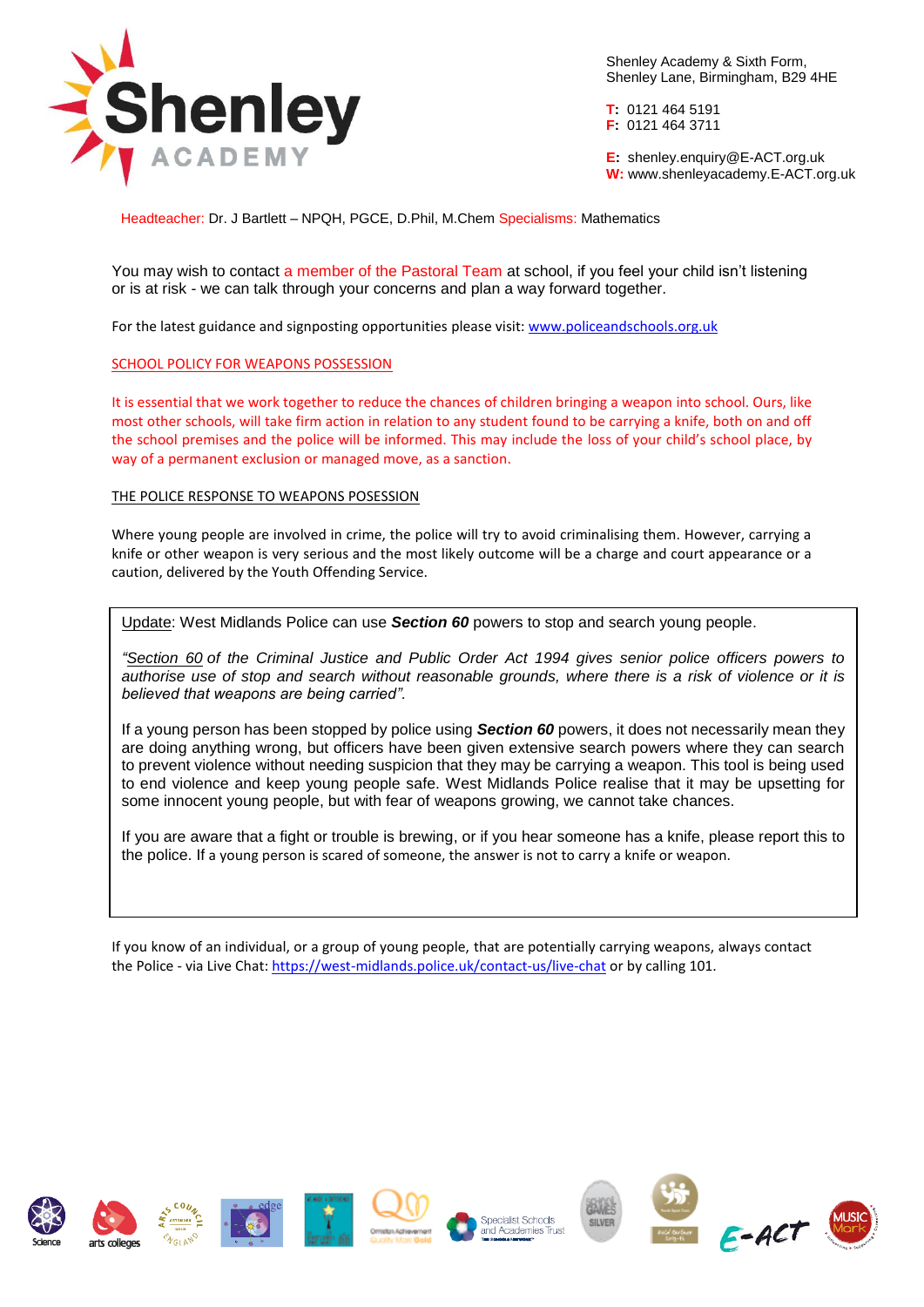Shenley Academy & Sixth Form,
Shenley Lane, Birmingham, B29 4HE

**T:** 0121 464 5191
**F:** 0121 464 3711

**E:** shenley.enquiry@E-ACT.org.uk
**W:** www.shenleyacademy.E-ACT.org.uk

Headteacher: Dr. J Bartlett – NPQH, PGCE, D.Phil, M.Chem Specialisms: Mathematics

You may wish to contact a member of the Pastoral Team at school, if you feel your child isn't listening or is at risk - we can talk through your concerns and plan a way forward together.

For the latest guidance and signposting opportunities please visit: www.policeandschools.org.uk

## SCHOOL POLICY FOR WEAPONS POSSESSION

It is essential that we work together to reduce the chances of children bringing a weapon into school. Ours, like most other schools, will take firm action in relation to any student found to be carrying a knife, both on and off the school premises and the police will be informed. This may include the loss of your child's school place, by way of a permanent exclusion or managed move, as a sanction.

## THE POLICE RESPONSE TO WEAPONS POSESSION

Where young people are involved in crime, the police will try to avoid criminalising them. However, carrying a knife or other weapon is very serious and the most likely outcome will be a charge and court appearance or a caution, delivered by the Youth Offending Service.

Update: West Midlands Police can use ***Section 60*** powers to stop and search young people.

*"Section 60 of the Criminal Justice and Public Order Act 1994 gives senior police officers powers to authorise use of stop and search without reasonable grounds, where there is a risk of violence or it is believed that weapons are being carried".*

If a young person has been stopped by police using ***Section 60*** powers, it does not necessarily mean they are doing anything wrong, but officers have been given extensive search powers where they can search to prevent violence without needing suspicion that they may be carrying a weapon. This tool is being used to end violence and keep young people safe. West Midlands Police realise that it may be upsetting for some innocent young people, but with fear of weapons growing, we cannot take chances.

If you are aware that a fight or trouble is brewing, or if you hear someone has a knife, please report this to the police. If a young person is scared of someone, the answer is not to carry a knife or weapon.

If you know of an individual, or a group of young people, that are potentially carrying weapons, always contact the Police - via Live Chat: https://west-midlands.police.uk/contact-us/live-chat or by calling 101.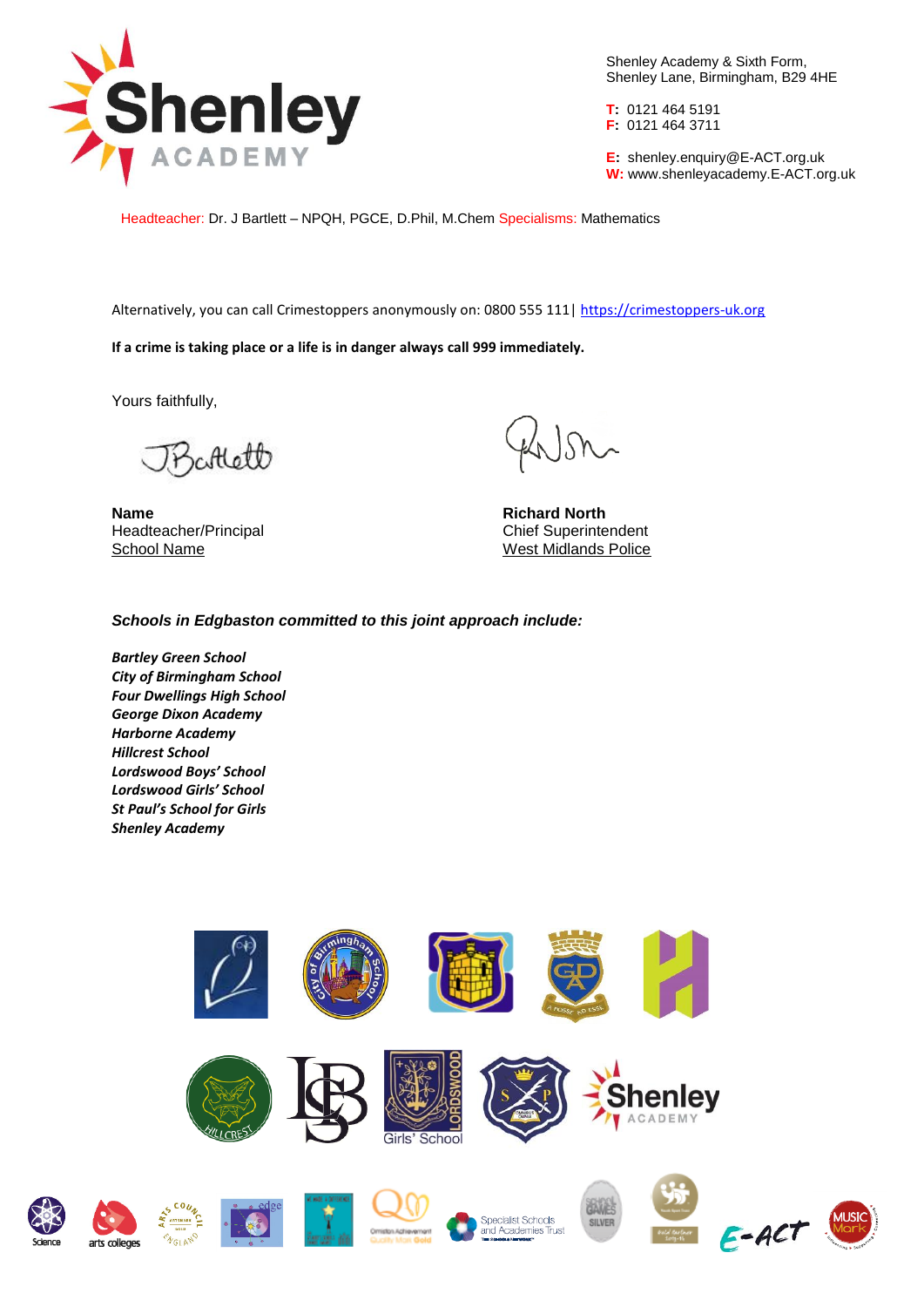Shenley Academy & Sixth Form,
Shenley Lane, Birmingham, B29 4HE

**T:** 0121 464 5191
**F:** 0121 464 3711

**E:** shenley.enquiry@E-ACT.org.uk
**W:** www.shenleyacademy.E-ACT.org.uk

Headteacher: Dr. J Bartlett – NPQH, PGCE, D.Phil, M.Chem Specialisms: Mathematics

Alternatively, you can call Crimestoppers anonymously on: 0800 555 111| https://crimestoppers-uk.org

**If a crime is taking place or a life is in danger always call 999 immediately.**

Yours faithfully,

**Name**
Headteacher/Principal
School Name

**Richard North**
Chief Superintendent
West Midlands Police

***Schools in Edgbaston committed to this joint approach include:***

***Bartley Green School***
***City of Birmingham School***
***Four Dwellings High School***
***George Dixon Academy***
***Harborne Academy***
***Hillcrest School***
***Lordswood Boys' School***
***Lordswood Girls' School***
***St Paul's School for Girls***
***Shenley Academy***